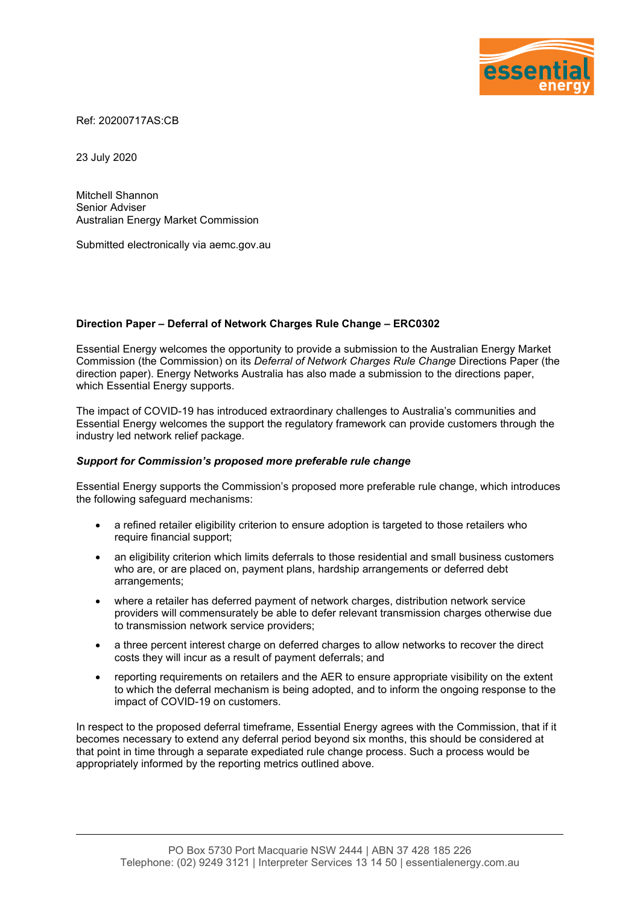Ref: 20200717AS:CB

23 July 2020

Mitchell Shannon
Senior Adviser
Australian Energy Market Commission

Submitted electronically via aemc.gov.au

**Direction Paper – Deferral of Network Charges Rule Change – ERC0302**

Essential Energy welcomes the opportunity to provide a submission to the Australian Energy Market Commission (the Commission) on its *Deferral of Network Charges Rule Change* Directions Paper (the direction paper). Energy Networks Australia has also made a submission to the directions paper, which Essential Energy supports.

The impact of COVID-19 has introduced extraordinary challenges to Australia's communities and Essential Energy welcomes the support the regulatory framework can provide customers through the industry led network relief package.

***Support for Commission's proposed more preferable rule change***

Essential Energy supports the Commission's proposed more preferable rule change, which introduces the following safeguard mechanisms:

- a refined retailer eligibility criterion to ensure adoption is targeted to those retailers who require financial support;
- an eligibility criterion which limits deferrals to those residential and small business customers who are, or are placed on, payment plans, hardship arrangements or deferred debt arrangements;
- where a retailer has deferred payment of network charges, distribution network service providers will commensurately be able to defer relevant transmission charges otherwise due to transmission network service providers;
- a three percent interest charge on deferred charges to allow networks to recover the direct costs they will incur as a result of payment deferrals; and
- reporting requirements on retailers and the AER to ensure appropriate visibility on the extent to which the deferral mechanism is being adopted, and to inform the ongoing response to the impact of COVID-19 on customers.

In respect to the proposed deferral timeframe, Essential Energy agrees with the Commission, that if it becomes necessary to extend any deferral period beyond six months, this should be considered at that point in time through a separate expedited rule change process. Such a process would be appropriately informed by the reporting metrics outlined above.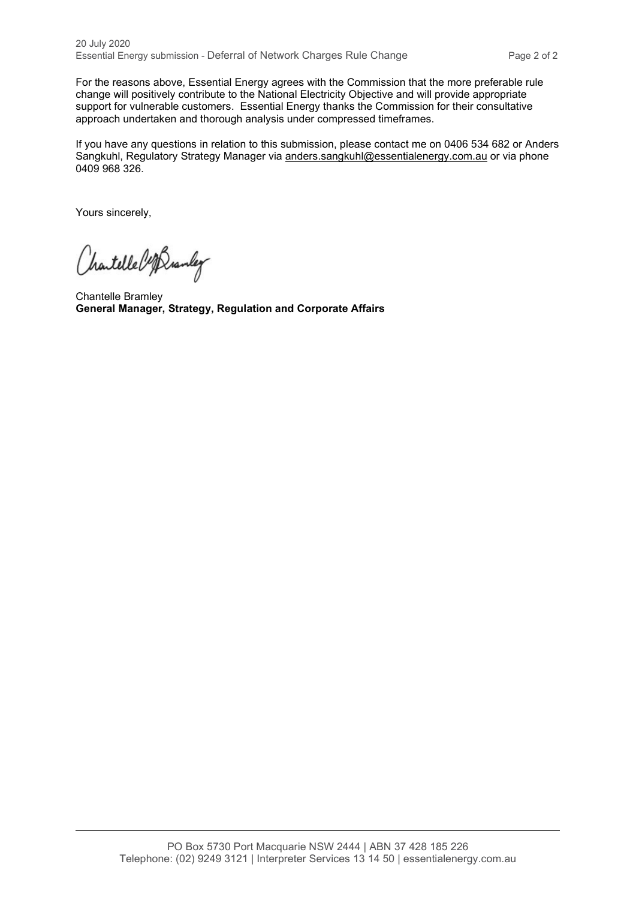For the reasons above, Essential Energy agrees with the Commission that the more preferable rule change will positively contribute to the National Electricity Objective and will provide appropriate support for vulnerable customers. Essential Energy thanks the Commission for their consultative approach undertaken and thorough analysis under compressed timeframes.

If you have any questions in relation to this submission, please contact me on 0406 534 682 or Anders Sangkuhl, Regulatory Strategy Manager via anders.sangkuhl@essentialenergy.com.au or via phone 0409 968 326.

Yours sincerely,

Chantelle Bramley
**General Manager, Strategy, Regulation and Corporate Affairs**

PO Box 5730 Port Macquarie NSW 2444 | ABN 37 428 185 226
Telephone: (02) 9249 3121 | Interpreter Services 13 14 50 | essentialenergy.com.au